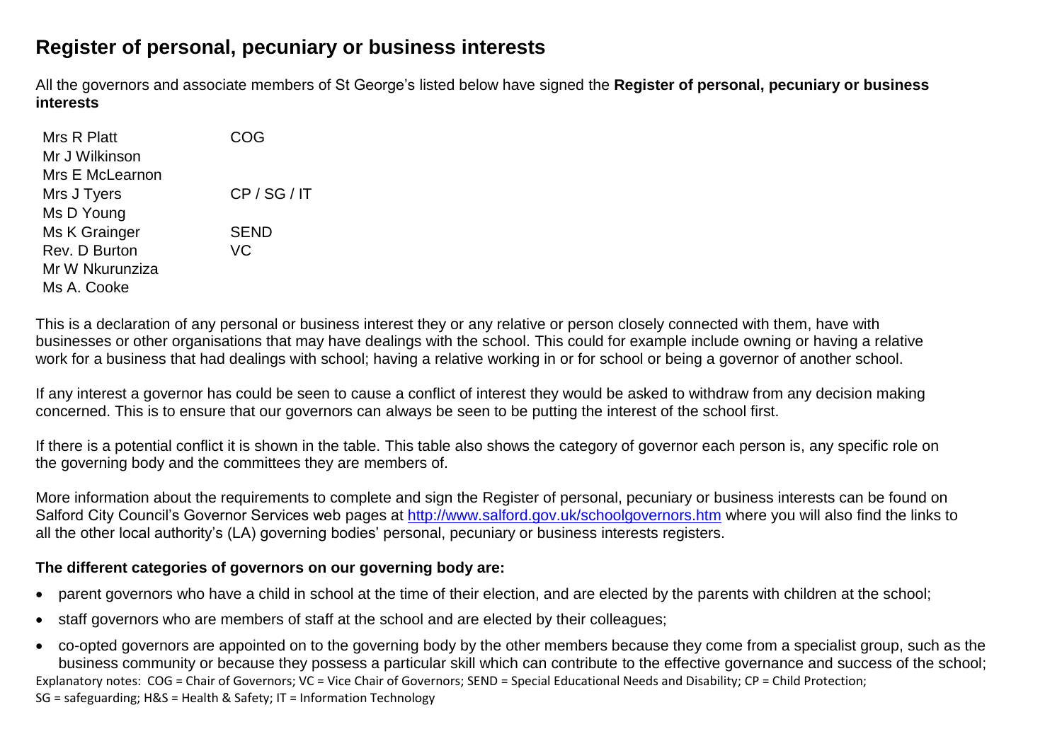# Register of personal, pecuniary or business interests

All the governors and associate members of St George's listed below have signed the **Register of personal, pecuniary or business interests**

| | |
|---|---|
| Mrs R Platt | COG |
| Mr J Wilkinson | |
| Mrs E McLearnon | |
| Mrs J Tyers | CP / SG / IT |
| Ms D Young | |
| Ms K Grainger | SEND |
| Rev. D Burton | VC |
| Mr W Nkurunziza | |
| Ms A. Cooke | |

This is a declaration of any personal or business interest they or any relative or person closely connected with them, have with businesses or other organisations that may have dealings with the school. This could for example include owning or having a relative work for a business that had dealings with school; having a relative working in or for school or being a governor of another school.

If any interest a governor has could be seen to cause a conflict of interest they would be asked to withdraw from any decision making concerned. This is to ensure that our governors can always be seen to be putting the interest of the school first.

If there is a potential conflict it is shown in the table. This table also shows the category of governor each person is, any specific role on the governing body and the committees they are members of.

More information about the requirements to complete and sign the Register of personal, pecuniary or business interests can be found on Salford City Council's Governor Services web pages at http://www.salford.gov.uk/schoolgovernors.htm where you will also find the links to all the other local authority's (LA) governing bodies' personal, pecuniary or business interests registers.

**The different categories of governors on our governing body are:**

- parent governors who have a child in school at the time of their election, and are elected by the parents with children at the school;
- staff governors who are members of staff at the school and are elected by their colleagues;
- co-opted governors are appointed on to the governing body by the other members because they come from a specialist group, such as the business community or because they possess a particular skill which can contribute to the effective governance and success of the school;

Explanatory notes: COG = Chair of Governors; VC = Vice Chair of Governors; SEND = Special Educational Needs and Disability; CP = Child Protection; SG = safeguarding; H&S = Health & Safety; IT = Information Technology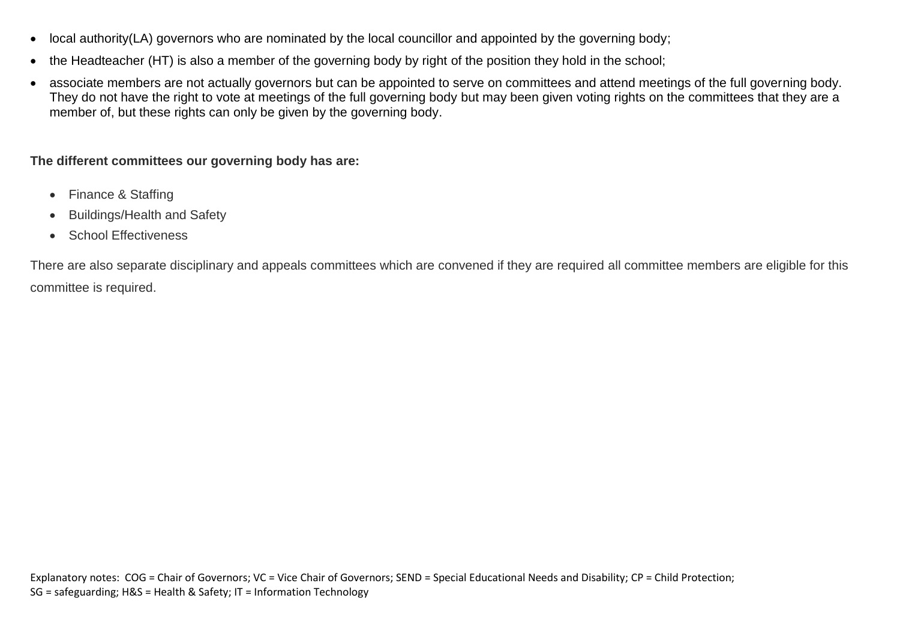- local authority(LA) governors who are nominated by the local councillor and appointed by the governing body;
- the Headteacher (HT) is also a member of the governing body by right of the position they hold in the school;
- associate members are not actually governors but can be appointed to serve on committees and attend meetings of the full governing body. They do not have the right to vote at meetings of the full governing body but may been given voting rights on the committees that they are a member of, but these rights can only be given by the governing body.

**The different committees our governing body has are:**

- Finance & Staffing
- Buildings/Health and Safety
- School Effectiveness

There are also separate disciplinary and appeals committees which are convened if they are required all committee members are eligible for this committee is required.

Explanatory notes: COG = Chair of Governors; VC = Vice Chair of Governors; SEND = Special Educational Needs and Disability; CP = Child Protection; SG = safeguarding; H&S = Health & Safety; IT = Information Technology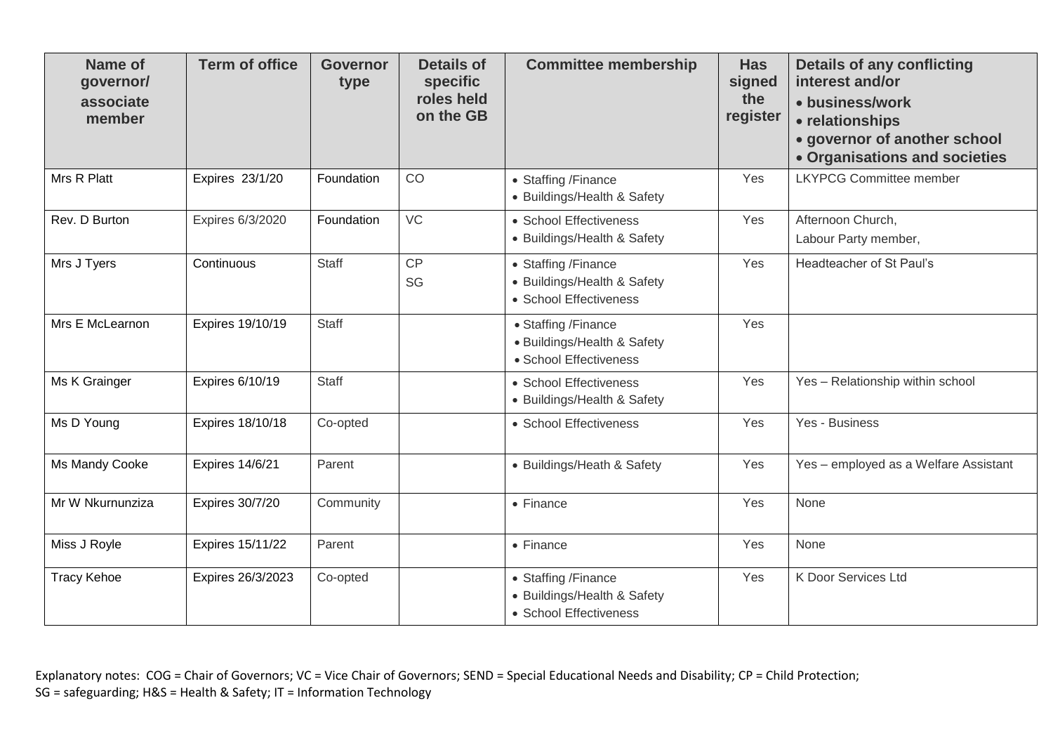| Name of governor/ associate member | Term of office | Governor type | Details of specific roles held on the GB | Committee membership | Has signed the register | Details of any conflicting interest and/or • business/work • relationships • governor of another school • Organisations and societies |
|---|---|---|---|---|---|---|
| Mrs R Platt | Expires 23/1/20 | Foundation | CO | • Staffing /Finance<br>• Buildings/Health & Safety | Yes | LKYPCG Committee member |
| Rev. D Burton | Expires 6/3/2020 | Foundation | VC | • School Effectiveness<br>• Buildings/Health & Safety | Yes | Afternoon Church,<br>Labour Party member, |
| Mrs J Tyers | Continuous | Staff | CP<br>SG | • Staffing /Finance<br>• Buildings/Health & Safety<br>• School Effectiveness | Yes | Headteacher of St Paul's |
| Mrs E McLearnon | Expires 19/10/19 | Staff | | • Staffing /Finance<br>• Buildings/Health & Safety<br>• School Effectiveness | Yes | |
| Ms K Grainger | Expires 6/10/19 | Staff | | • School Effectiveness<br>• Buildings/Health & Safety | Yes | Yes – Relationship within school |
| Ms D Young | Expires 18/10/18 | Co-opted | | • School Effectiveness | Yes | Yes - Business |
| Ms Mandy Cooke | Expires 14/6/21 | Parent | | • Buildings/Heath & Safety | Yes | Yes – employed as a Welfare Assistant |
| Mr W Nkurnunziza | Expires 30/7/20 | Community | | • Finance | Yes | None |
| Miss J Royle | Expires 15/11/22 | Parent | | • Finance | Yes | None |
| Tracy Kehoe | Expires 26/3/2023 | Co-opted | | • Staffing /Finance<br>• Buildings/Health & Safety<br>• School Effectiveness | Yes | K Door Services Ltd |

Explanatory notes: COG = Chair of Governors; VC = Vice Chair of Governors; SEND = Special Educational Needs and Disability; CP = Child Protection; SG = safeguarding; H&S = Health & Safety; IT = Information Technology